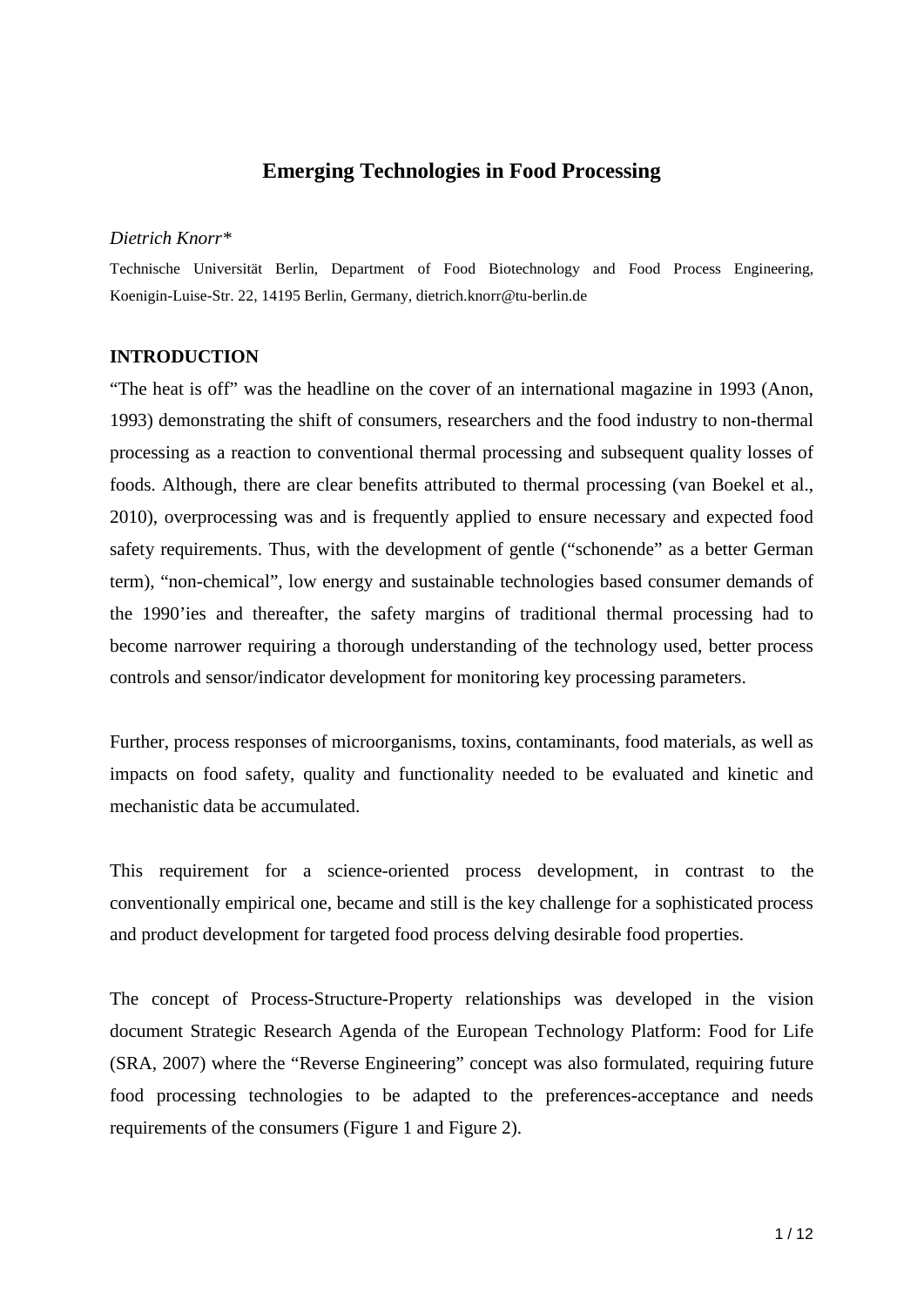# Emerging Technologies in Food Processing

*Dietrich Knorr\**

Technische Universität Berlin, Department of Food Biotechnology and Food Process Engineering, Koenigin-Luise-Str. 22, 14195 Berlin, Germany, dietrich.knorr@tu-berlin.de

## INTRODUCTION

"The heat is off" was the headline on the cover of an international magazine in 1993 (Anon, 1993) demonstrating the shift of consumers, researchers and the food industry to non-thermal processing as a reaction to conventional thermal processing and subsequent quality losses of foods. Although, there are clear benefits attributed to thermal processing (van Boekel et al., 2010), overprocessing was and is frequently applied to ensure necessary and expected food safety requirements. Thus, with the development of gentle ("schonende" as a better German term), "non-chemical", low energy and sustainable technologies based consumer demands of the 1990'ies and thereafter, the safety margins of traditional thermal processing had to become narrower requiring a thorough understanding of the technology used, better process controls and sensor/indicator development for monitoring key processing parameters.

Further, process responses of microorganisms, toxins, contaminants, food materials, as well as impacts on food safety, quality and functionality needed to be evaluated and kinetic and mechanistic data be accumulated.

This requirement for a science-oriented process development, in contrast to the conventionally empirical one, became and still is the key challenge for a sophisticated process and product development for targeted food process delving desirable food properties.

The concept of Process-Structure-Property relationships was developed in the vision document Strategic Research Agenda of the European Technology Platform: Food for Life (SRA, 2007) where the "Reverse Engineering" concept was also formulated, requiring future food processing technologies to be adapted to the preferences-acceptance and needs requirements of the consumers (Figure 1 and Figure 2).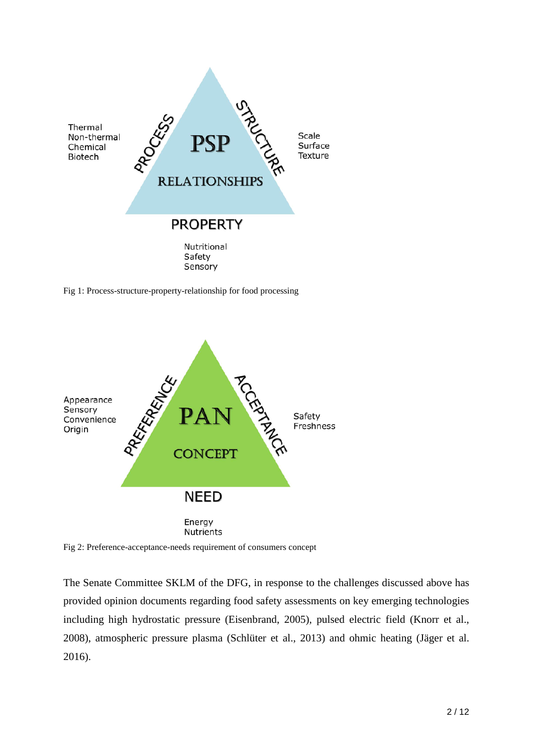Fig 1: Process-structure-property-relationship for food processing

Fig 2: Preference-acceptance-needs requirement of consumers concept

The Senate Committee SKLM of the DFG, in response to the challenges discussed above has provided opinion documents regarding food safety assessments on key emerging technologies including high hydrostatic pressure (Eisenbrand, 2005), pulsed electric field (Knorr et al., 2008), atmospheric pressure plasma (Schlüter et al., 2013) and ohmic heating (Jäger et al. 2016).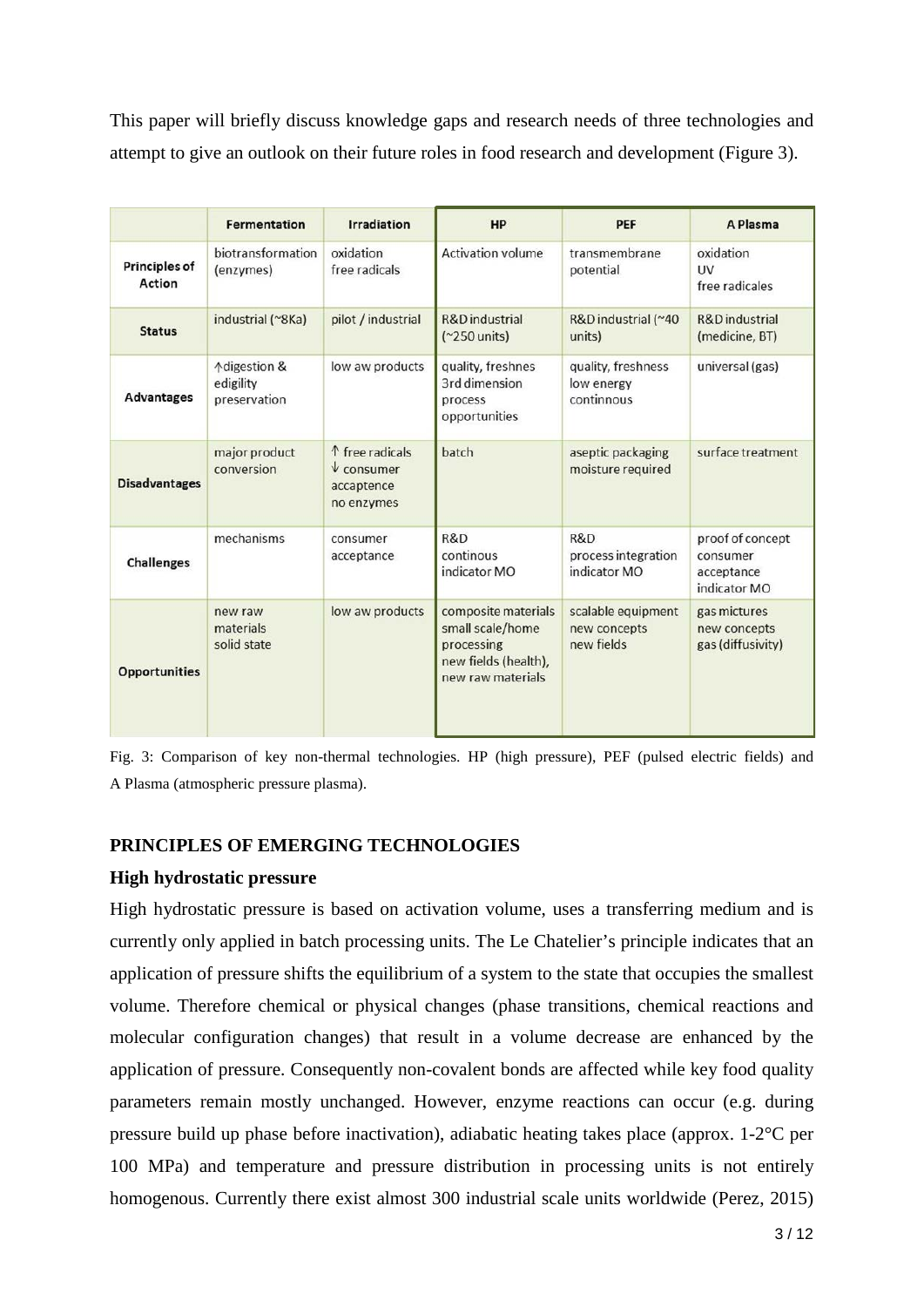This paper will briefly discuss knowledge gaps and research needs of three technologies and attempt to give an outlook on their future roles in food research and development (Figure 3).

| | Fermentation | Irradiation | HP | PEF | A Plasma |
|---|---|---|---|---|---|
| **Principles of Action** | biotransformation (enzymes) | oxidation free radicals | Activation volume | transmembrane potential | oxidation UV free radicales |
| **Status** | industrial (~8Ka) | pilot / industrial | R&D industrial (~250 units) | R&D industrial (~40 units) | R&D industrial (medicine, BT) |
| **Advantages** | ↑digestion & edigility preservation | low aw products | quality, freshnes 3rd dimension process opportunities | quality, freshness low energy continnous | universal (gas) |
| **Disadvantages** | major product conversion | ↑ free radicals ↓ consumer accaptence no enzymes | batch | aseptic packaging moisture required | surface treatment |
| **Challenges** | mechanisms | consumer acceptance | R&D continous indicator MO | R&D process integration indicator MO | proof of concept consumer acceptance indicator MO |
| **Opportunities** | new raw materials solid state | low aw products | composite materials small scale/home processing new fields (health), new raw materials | scalable equipment new concepts new fields | gas mictures new concepts gas (diffusivity) |

Fig. 3: Comparison of key non-thermal technologies. HP (high pressure), PEF (pulsed electric fields) and A Plasma (atmospheric pressure plasma).

## PRINCIPLES OF EMERGING TECHNOLOGIES

### High hydrostatic pressure

High hydrostatic pressure is based on activation volume, uses a transferring medium and is currently only applied in batch processing units. The Le Chatelier's principle indicates that an application of pressure shifts the equilibrium of a system to the state that occupies the smallest volume. Therefore chemical or physical changes (phase transitions, chemical reactions and molecular configuration changes) that result in a volume decrease are enhanced by the application of pressure. Consequently non-covalent bonds are affected while key food quality parameters remain mostly unchanged. However, enzyme reactions can occur (e.g. during pressure build up phase before inactivation), adiabatic heating takes place (approx. 1-2°C per 100 MPa) and temperature and pressure distribution in processing units is not entirely homogenous. Currently there exist almost 300 industrial scale units worldwide (Perez, 2015)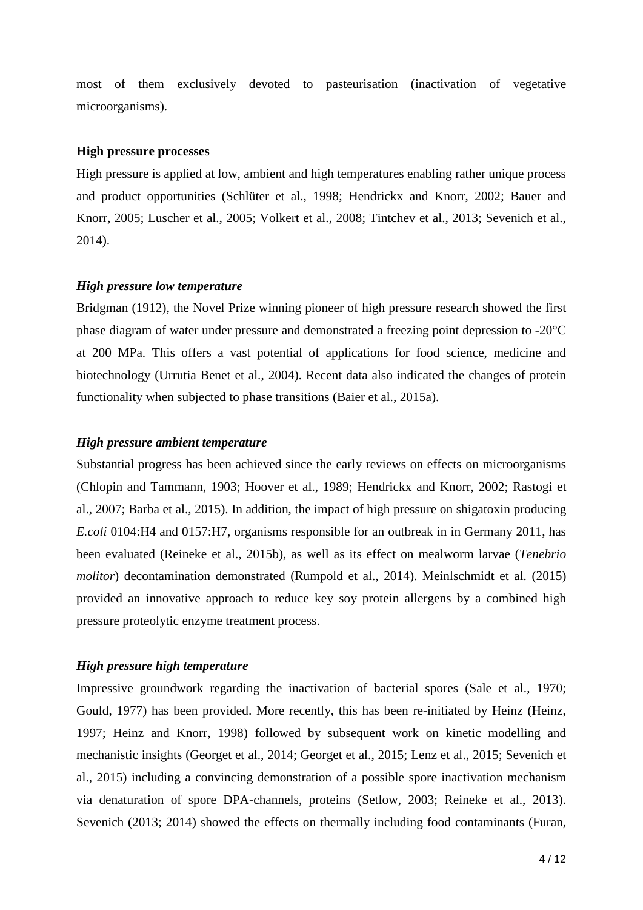most of them exclusively devoted to pasteurisation (inactivation of vegetative microorganisms).

**High pressure processes**

High pressure is applied at low, ambient and high temperatures enabling rather unique process and product opportunities (Schlüter et al., 1998; Hendrickx and Knorr, 2002; Bauer and Knorr, 2005; Luscher et al., 2005; Volkert et al., 2008; Tintchev et al., 2013; Sevenich et al., 2014).

***High pressure low temperature***

Bridgman (1912), the Novel Prize winning pioneer of high pressure research showed the first phase diagram of water under pressure and demonstrated a freezing point depression to -20°C at 200 MPa. This offers a vast potential of applications for food science, medicine and biotechnology (Urrutia Benet et al., 2004). Recent data also indicated the changes of protein functionality when subjected to phase transitions (Baier et al., 2015a).

***High pressure ambient temperature***

Substantial progress has been achieved since the early reviews on effects on microorganisms (Chlopin and Tammann, 1903; Hoover et al., 1989; Hendrickx and Knorr, 2002; Rastogi et al., 2007; Barba et al., 2015). In addition, the impact of high pressure on shigatoxin producing *E.coli* 0104:H4 and 0157:H7, organisms responsible for an outbreak in in Germany 2011, has been evaluated (Reineke et al., 2015b), as well as its effect on mealworm larvae (*Tenebrio molitor*) decontamination demonstrated (Rumpold et al., 2014). Meinlschmidt et al. (2015) provided an innovative approach to reduce key soy protein allergens by a combined high pressure proteolytic enzyme treatment process.

***High pressure high temperature***

Impressive groundwork regarding the inactivation of bacterial spores (Sale et al., 1970; Gould, 1977) has been provided. More recently, this has been re-initiated by Heinz (Heinz, 1997; Heinz and Knorr, 1998) followed by subsequent work on kinetic modelling and mechanistic insights (Georget et al., 2014; Georget et al., 2015; Lenz et al., 2015; Sevenich et al., 2015) including a convincing demonstration of a possible spore inactivation mechanism via denaturation of spore DPA-channels, proteins (Setlow, 2003; Reineke et al., 2013). Sevenich (2013; 2014) showed the effects on thermally including food contaminants (Furan,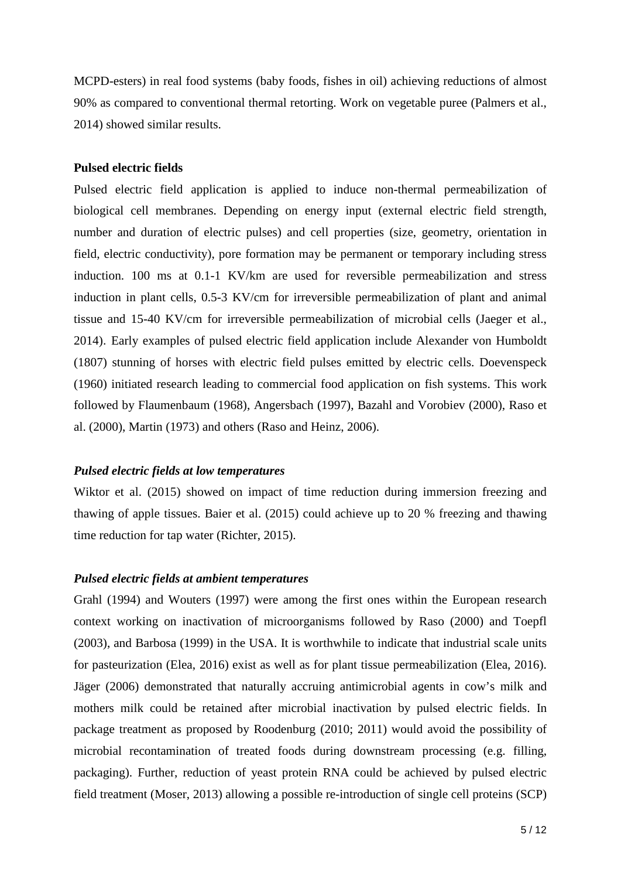MCPD-esters) in real food systems (baby foods, fishes in oil) achieving reductions of almost 90% as compared to conventional thermal retorting. Work on vegetable puree (Palmers et al., 2014) showed similar results.

**Pulsed electric fields**

Pulsed electric field application is applied to induce non-thermal permeabilization of biological cell membranes. Depending on energy input (external electric field strength, number and duration of electric pulses) and cell properties (size, geometry, orientation in field, electric conductivity), pore formation may be permanent or temporary including stress induction. 100 ms at 0.1-1 KV/km are used for reversible permeabilization and stress induction in plant cells, 0.5-3 KV/cm for irreversible permeabilization of plant and animal tissue and 15-40 KV/cm for irreversible permeabilization of microbial cells (Jaeger et al., 2014). Early examples of pulsed electric field application include Alexander von Humboldt (1807) stunning of horses with electric field pulses emitted by electric cells. Doevenspeck (1960) initiated research leading to commercial food application on fish systems. This work followed by Flaumenbaum (1968), Angersbach (1997), Bazahl and Vorobiev (2000), Raso et al. (2000), Martin (1973) and others (Raso and Heinz, 2006).

***Pulsed electric fields at low temperatures***

Wiktor et al. (2015) showed on impact of time reduction during immersion freezing and thawing of apple tissues. Baier et al. (2015) could achieve up to 20 % freezing and thawing time reduction for tap water (Richter, 2015).

***Pulsed electric fields at ambient temperatures***

Grahl (1994) and Wouters (1997) were among the first ones within the European research context working on inactivation of microorganisms followed by Raso (2000) and Toepfl (2003), and Barbosa (1999) in the USA. It is worthwhile to indicate that industrial scale units for pasteurization (Elea, 2016) exist as well as for plant tissue permeabilization (Elea, 2016). Jäger (2006) demonstrated that naturally accruing antimicrobial agents in cow's milk and mothers milk could be retained after microbial inactivation by pulsed electric fields. In package treatment as proposed by Roodenburg (2010; 2011) would avoid the possibility of microbial recontamination of treated foods during downstream processing (e.g. filling, packaging). Further, reduction of yeast protein RNA could be achieved by pulsed electric field treatment (Moser, 2013) allowing a possible re-introduction of single cell proteins (SCP)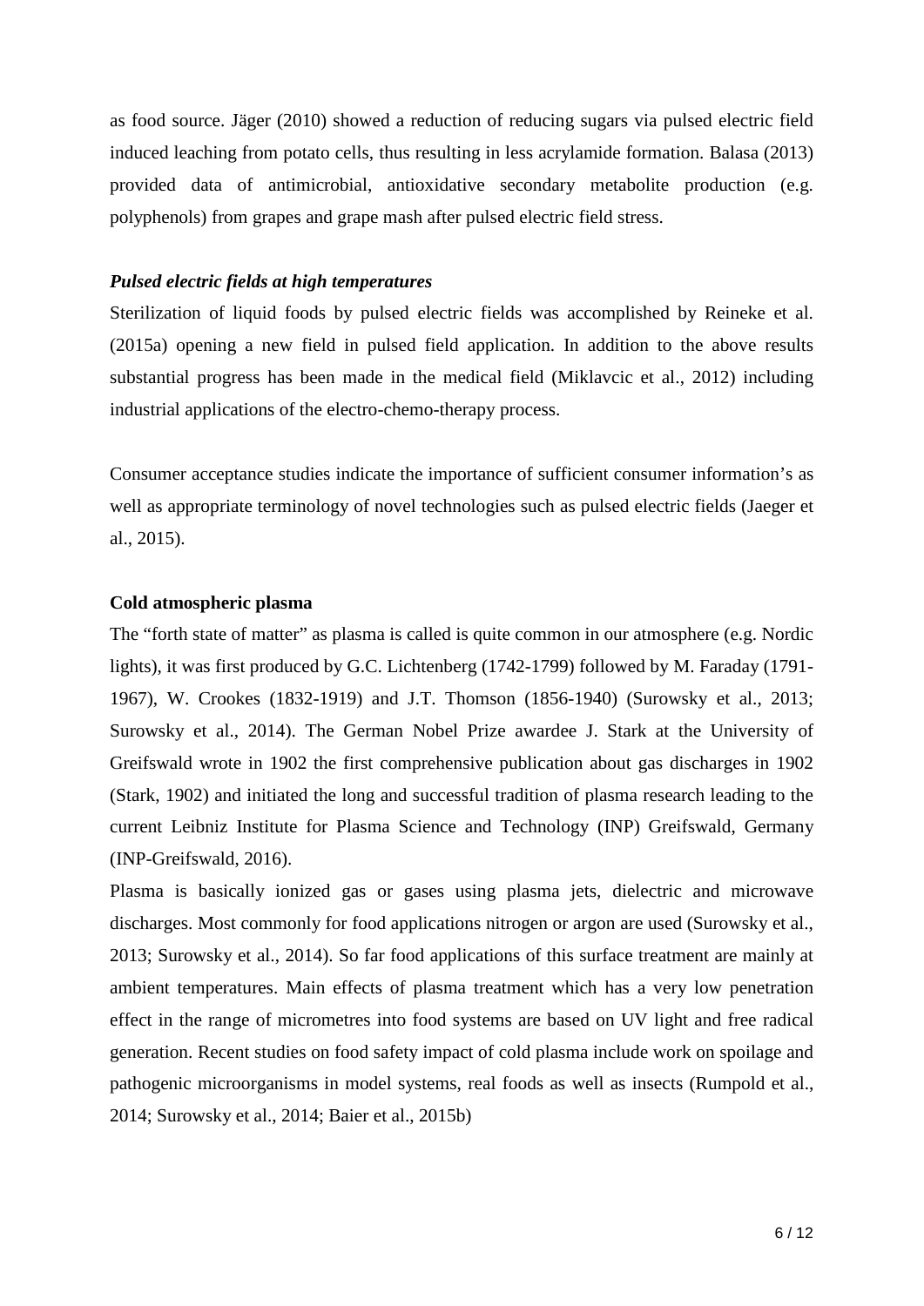as food source. Jäger (2010) showed a reduction of reducing sugars via pulsed electric field induced leaching from potato cells, thus resulting in less acrylamide formation. Balasa (2013) provided data of antimicrobial, antioxidative secondary metabolite production (e.g. polyphenols) from grapes and grape mash after pulsed electric field stress.

***Pulsed electric fields at high temperatures***

Sterilization of liquid foods by pulsed electric fields was accomplished by Reineke et al. (2015a) opening a new field in pulsed field application. In addition to the above results substantial progress has been made in the medical field (Miklavcic et al., 2012) including industrial applications of the electro-chemo-therapy process.

Consumer acceptance studies indicate the importance of sufficient consumer information's as well as appropriate terminology of novel technologies such as pulsed electric fields (Jaeger et al., 2015).

**Cold atmospheric plasma**

The "forth state of matter" as plasma is called is quite common in our atmosphere (e.g. Nordic lights), it was first produced by G.C. Lichtenberg (1742-1799) followed by M. Faraday (1791-1967), W. Crookes (1832-1919) and J.T. Thomson (1856-1940) (Surowsky et al., 2013; Surowsky et al., 2014). The German Nobel Prize awardee J. Stark at the University of Greifswald wrote in 1902 the first comprehensive publication about gas discharges in 1902 (Stark, 1902) and initiated the long and successful tradition of plasma research leading to the current Leibniz Institute for Plasma Science and Technology (INP) Greifswald, Germany (INP-Greifswald, 2016).

Plasma is basically ionized gas or gases using plasma jets, dielectric and microwave discharges. Most commonly for food applications nitrogen or argon are used (Surowsky et al., 2013; Surowsky et al., 2014). So far food applications of this surface treatment are mainly at ambient temperatures. Main effects of plasma treatment which has a very low penetration effect in the range of micrometres into food systems are based on UV light and free radical generation. Recent studies on food safety impact of cold plasma include work on spoilage and pathogenic microorganisms in model systems, real foods as well as insects (Rumpold et al., 2014; Surowsky et al., 2014; Baier et al., 2015b)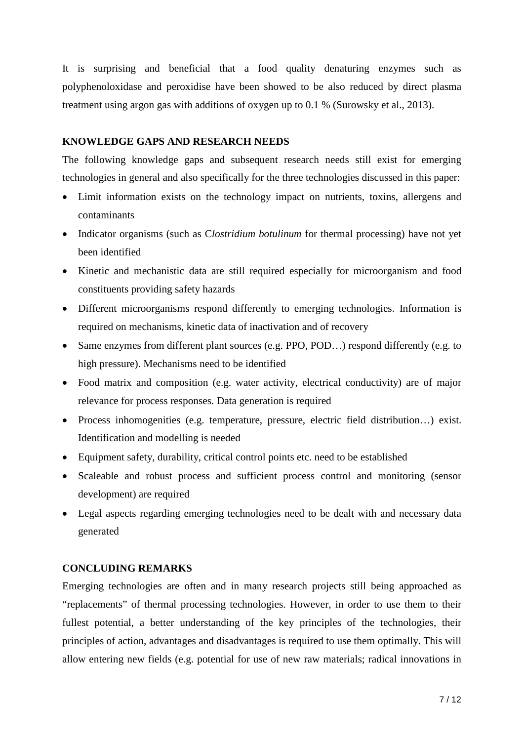It is surprising and beneficial that a food quality denaturing enzymes such as polyphenoloxidase and peroxidise have been showed to be also reduced by direct plasma treatment using argon gas with additions of oxygen up to 0.1 % (Surowsky et al., 2013).

## KNOWLEDGE GAPS AND RESEARCH NEEDS

The following knowledge gaps and subsequent research needs still exist for emerging technologies in general and also specifically for the three technologies discussed in this paper:

- Limit information exists on the technology impact on nutrients, toxins, allergens and contaminants
- Indicator organisms (such as C*lostridium botulinum* for thermal processing) have not yet been identified
- Kinetic and mechanistic data are still required especially for microorganism and food constituents providing safety hazards
- Different microorganisms respond differently to emerging technologies. Information is required on mechanisms, kinetic data of inactivation and of recovery
- Same enzymes from different plant sources (e.g. PPO, POD…) respond differently (e.g. to high pressure). Mechanisms need to be identified
- Food matrix and composition (e.g. water activity, electrical conductivity) are of major relevance for process responses. Data generation is required
- Process inhomogenities (e.g. temperature, pressure, electric field distribution…) exist. Identification and modelling is needed
- Equipment safety, durability, critical control points etc. need to be established
- Scaleable and robust process and sufficient process control and monitoring (sensor development) are required
- Legal aspects regarding emerging technologies need to be dealt with and necessary data generated

## CONCLUDING REMARKS

Emerging technologies are often and in many research projects still being approached as "replacements" of thermal processing technologies. However, in order to use them to their fullest potential, a better understanding of the key principles of the technologies, their principles of action, advantages and disadvantages is required to use them optimally. This will allow entering new fields (e.g. potential for use of new raw materials; radical innovations in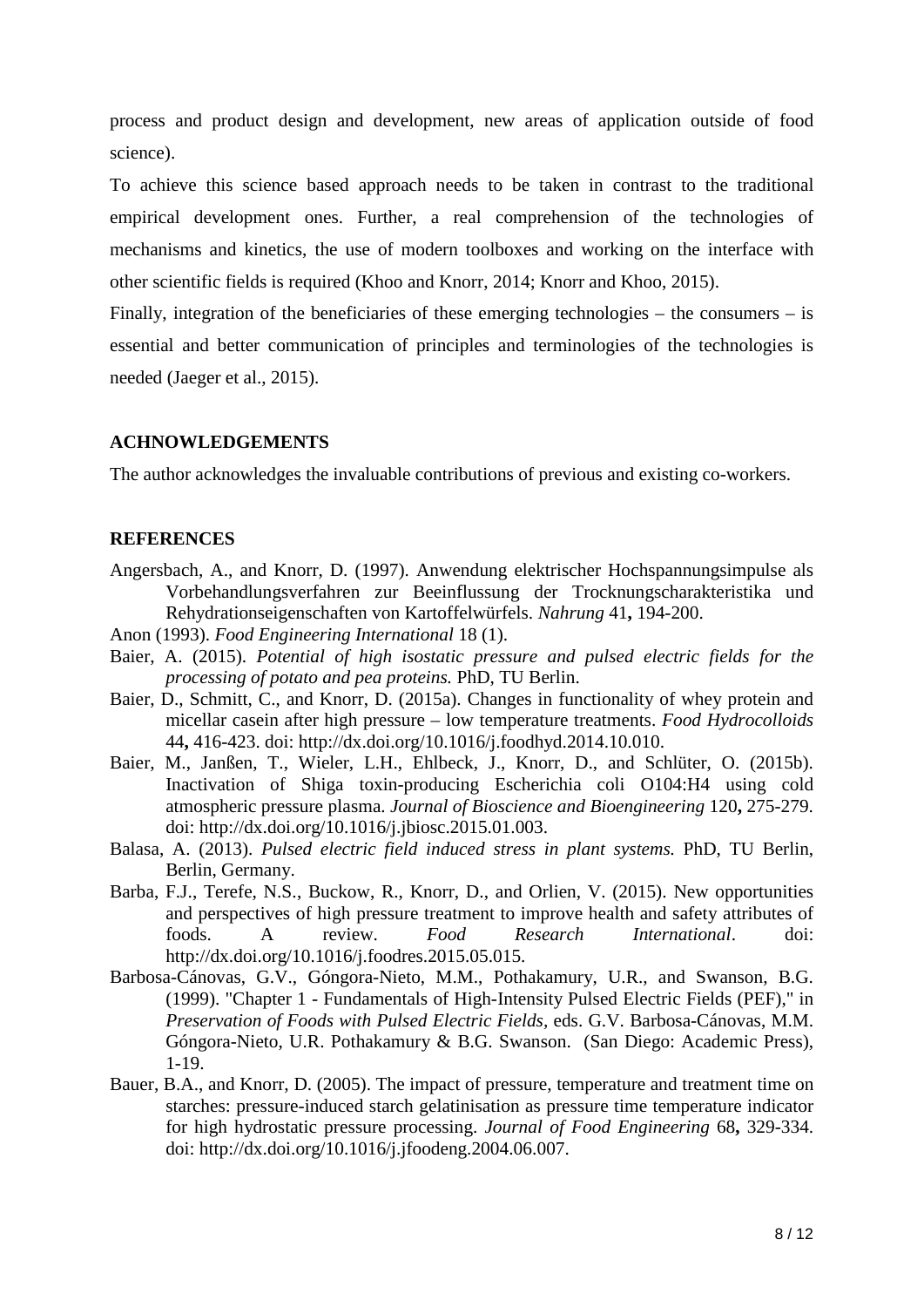process and product design and development, new areas of application outside of food science).

To achieve this science based approach needs to be taken in contrast to the traditional empirical development ones. Further, a real comprehension of the technologies of mechanisms and kinetics, the use of modern toolboxes and working on the interface with other scientific fields is required (Khoo and Knorr, 2014; Knorr and Khoo, 2015).

Finally, integration of the beneficiaries of these emerging technologies – the consumers – is essential and better communication of principles and terminologies of the technologies is needed (Jaeger et al., 2015).

## ACHNOWLEDGEMENTS

The author acknowledges the invaluable contributions of previous and existing co-workers.

## REFERENCES

Angersbach, A., and Knorr, D. (1997). Anwendung elektrischer Hochspannungsimpulse als Vorbehandlungsverfahren zur Beeinflussung der Trocknungscharakteristika und Rehydrationseigenschaften von Kartoffelwürfels. *Nahrung* 41**,** 194-200.

Anon (1993). *Food Engineering International* 18 (1).

Baier, A. (2015). *Potential of high isostatic pressure and pulsed electric fields for the processing of potato and pea proteins.* PhD, TU Berlin.

Baier, D., Schmitt, C., and Knorr, D. (2015a). Changes in functionality of whey protein and micellar casein after high pressure – low temperature treatments. *Food Hydrocolloids* 44**,** 416-423. doi: http://dx.doi.org/10.1016/j.foodhyd.2014.10.010.

Baier, M., Janßen, T., Wieler, L.H., Ehlbeck, J., Knorr, D., and Schlüter, O. (2015b). Inactivation of Shiga toxin-producing Escherichia coli O104:H4 using cold atmospheric pressure plasma. *Journal of Bioscience and Bioengineering* 120**,** 275-279. doi: http://dx.doi.org/10.1016/j.jbiosc.2015.01.003.

Balasa, A. (2013). *Pulsed electric field induced stress in plant systems.* PhD, TU Berlin, Berlin, Germany.

Barba, F.J., Terefe, N.S., Buckow, R., Knorr, D., and Orlien, V. (2015). New opportunities and perspectives of high pressure treatment to improve health and safety attributes of foods. A review. *Food Research International*. doi: http://dx.doi.org/10.1016/j.foodres.2015.05.015.

Barbosa-Cánovas, G.V., Góngora-Nieto, M.M., Pothakamury, U.R., and Swanson, B.G. (1999). "Chapter 1 - Fundamentals of High-Intensity Pulsed Electric Fields (PEF)," in *Preservation of Foods with Pulsed Electric Fields*, eds. G.V. Barbosa-Cánovas, M.M. Góngora-Nieto, U.R. Pothakamury & B.G. Swanson. (San Diego: Academic Press), 1-19.

Bauer, B.A., and Knorr, D. (2005). The impact of pressure, temperature and treatment time on starches: pressure-induced starch gelatinisation as pressure time temperature indicator for high hydrostatic pressure processing. *Journal of Food Engineering* 68**,** 329-334. doi: http://dx.doi.org/10.1016/j.jfoodeng.2004.06.007.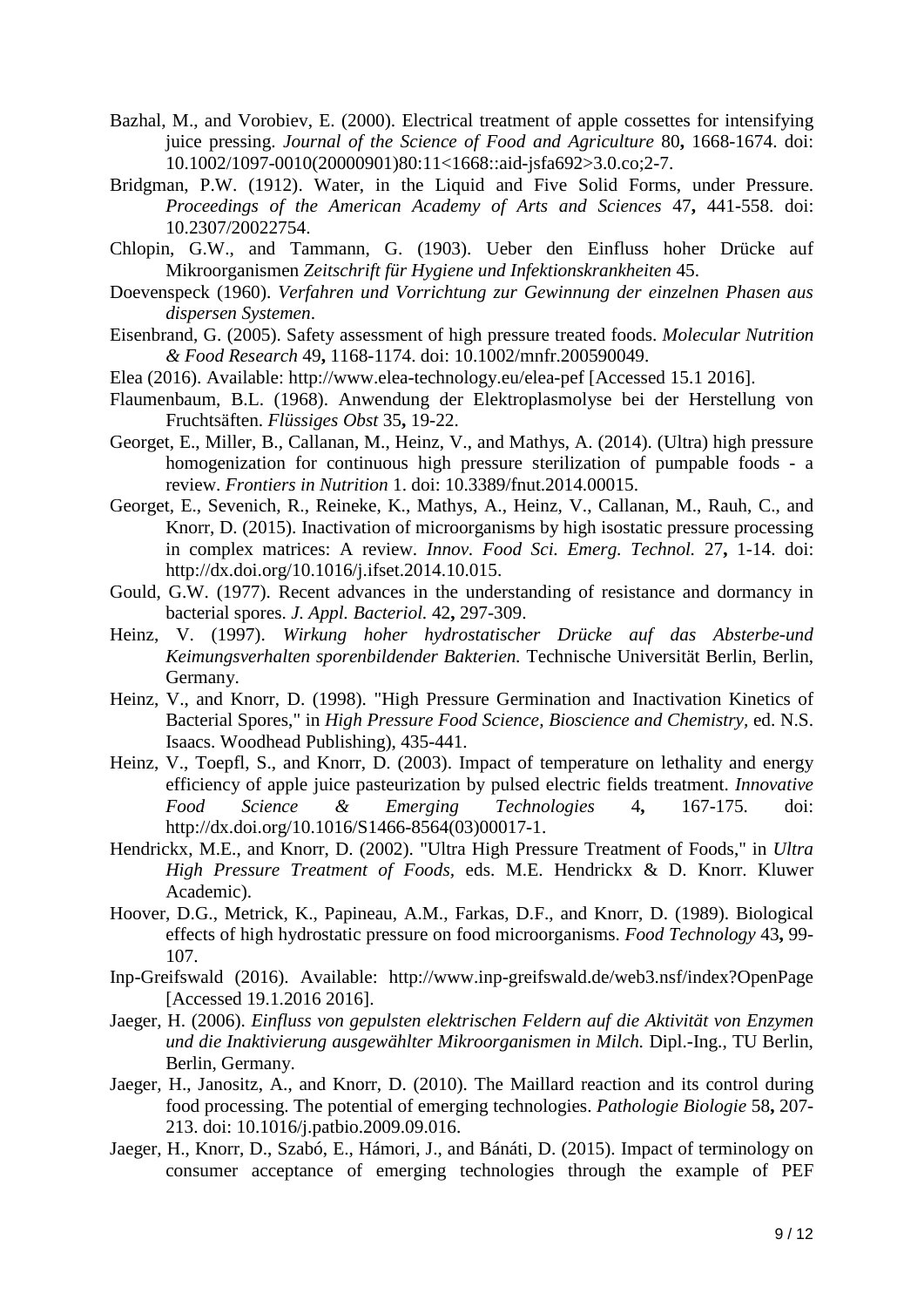Bazhal, M., and Vorobiev, E. (2000). Electrical treatment of apple cossettes for intensifying juice pressing. *Journal of the Science of Food and Agriculture* 80**,** 1668-1674. doi: 10.1002/1097-0010(20000901)80:11<1668::aid-jsfa692>3.0.co;2-7.

Bridgman, P.W. (1912). Water, in the Liquid and Five Solid Forms, under Pressure. *Proceedings of the American Academy of Arts and Sciences* 47**,** 441-558. doi: 10.2307/20022754.

Chlopin, G.W., and Tammann, G. (1903). Ueber den Einfluss hoher Drücke auf Mikroorganismen *Zeitschrift für Hygiene und Infektionskrankheiten* 45.

Doevenspeck (1960). *Verfahren und Vorrichtung zur Gewinnung der einzelnen Phasen aus dispersen Systemen*.

Eisenbrand, G. (2005). Safety assessment of high pressure treated foods. *Molecular Nutrition & Food Research* 49**,** 1168-1174. doi: 10.1002/mnfr.200590049.

Elea (2016). Available: http://www.elea-technology.eu/elea-pef [Accessed 15.1 2016].

Flaumenbaum, B.L. (1968). Anwendung der Elektroplasmolyse bei der Herstellung von Fruchtsäften. *Flüssiges Obst* 35**,** 19-22.

Georget, E., Miller, B., Callanan, M., Heinz, V., and Mathys, A. (2014). (Ultra) high pressure homogenization for continuous high pressure sterilization of pumpable foods - a review. *Frontiers in Nutrition* 1. doi: 10.3389/fnut.2014.00015.

Georget, E., Sevenich, R., Reineke, K., Mathys, A., Heinz, V., Callanan, M., Rauh, C., and Knorr, D. (2015). Inactivation of microorganisms by high isostatic pressure processing in complex matrices: A review. *Innov. Food Sci. Emerg. Technol.* 27**,** 1-14. doi: http://dx.doi.org/10.1016/j.ifset.2014.10.015.

Gould, G.W. (1977). Recent advances in the understanding of resistance and dormancy in bacterial spores. *J. Appl. Bacteriol.* 42**,** 297-309.

Heinz, V. (1997). *Wirkung hoher hydrostatischer Drücke auf das Absterbe-und Keimungsverhalten sporenbildender Bakterien.* Technische Universität Berlin, Berlin, Germany.

Heinz, V., and Knorr, D. (1998). "High Pressure Germination and Inactivation Kinetics of Bacterial Spores," in *High Pressure Food Science, Bioscience and Chemistry*, ed. N.S. Isaacs. Woodhead Publishing), 435-441.

Heinz, V., Toepfl, S., and Knorr, D. (2003). Impact of temperature on lethality and energy efficiency of apple juice pasteurization by pulsed electric fields treatment. *Innovative Food Science & Emerging Technologies* 4**,** 167-175. doi: http://dx.doi.org/10.1016/S1466-8564(03)00017-1.

Hendrickx, M.E., and Knorr, D. (2002). "Ultra High Pressure Treatment of Foods," in *Ultra High Pressure Treatment of Foods*, eds. M.E. Hendrickx & D. Knorr. Kluwer Academic).

Hoover, D.G., Metrick, K., Papineau, A.M., Farkas, D.F., and Knorr, D. (1989). Biological effects of high hydrostatic pressure on food microorganisms. *Food Technology* 43**,** 99-107.

Inp-Greifswald (2016). Available: http://www.inp-greifswald.de/web3.nsf/index?OpenPage [Accessed 19.1.2016 2016].

Jaeger, H. (2006). *Einfluss von gepulsten elektrischen Feldern auf die Aktivität von Enzymen und die Inaktivierung ausgewählter Mikroorganismen in Milch.* Dipl.-Ing., TU Berlin, Berlin, Germany.

Jaeger, H., Janositz, A., and Knorr, D. (2010). The Maillard reaction and its control during food processing. The potential of emerging technologies. *Pathologie Biologie* 58**,** 207-213. doi: 10.1016/j.patbio.2009.09.016.

Jaeger, H., Knorr, D., Szabó, E., Hámori, J., and Bánáti, D. (2015). Impact of terminology on consumer acceptance of emerging technologies through the example of PEF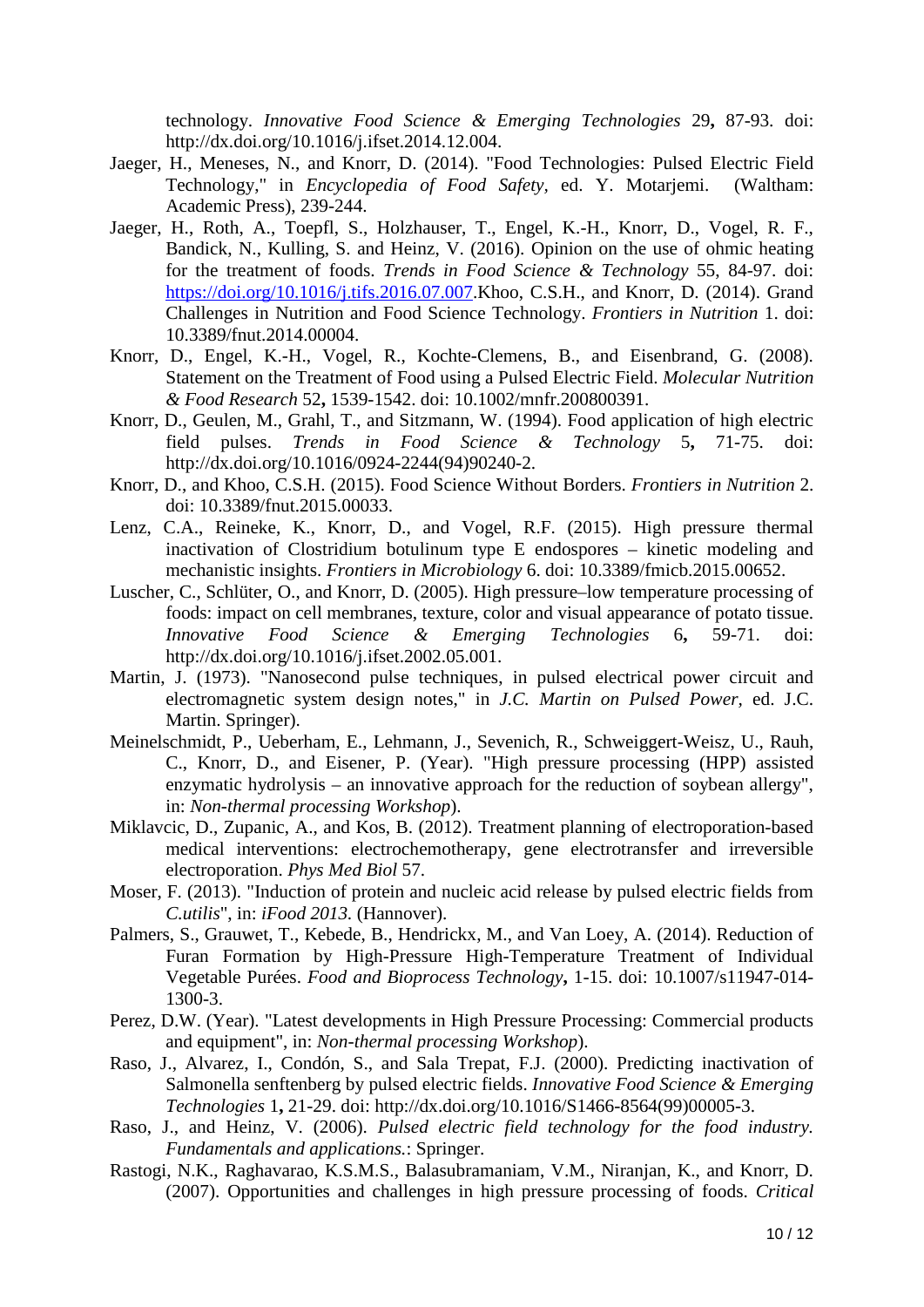technology. *Innovative Food Science & Emerging Technologies* 29**,** 87-93. doi: http://dx.doi.org/10.1016/j.ifset.2014.12.004.

Jaeger, H., Meneses, N., and Knorr, D. (2014). "Food Technologies: Pulsed Electric Field Technology," in *Encyclopedia of Food Safety,* ed. Y. Motarjemi. (Waltham: Academic Press), 239-244.

Jaeger, H., Roth, A., Toepfl, S., Holzhauser, T., Engel, K.-H., Knorr, D., Vogel, R. F., Bandick, N., Kulling, S. and Heinz, V. (2016). Opinion on the use of ohmic heating for the treatment of foods. *Trends in Food Science & Technology* 55, 84-97. doi: https://doi.org/10.1016/j.tifs.2016.07.007.Khoo, C.S.H., and Knorr, D. (2014). Grand Challenges in Nutrition and Food Science Technology. *Frontiers in Nutrition* 1. doi: 10.3389/fnut.2014.00004.

Knorr, D., Engel, K.-H., Vogel, R., Kochte-Clemens, B., and Eisenbrand, G. (2008). Statement on the Treatment of Food using a Pulsed Electric Field. *Molecular Nutrition & Food Research* 52**,** 1539-1542. doi: 10.1002/mnfr.200800391.

Knorr, D., Geulen, M., Grahl, T., and Sitzmann, W. (1994). Food application of high electric field pulses. *Trends in Food Science & Technology* 5**,** 71-75. doi: http://dx.doi.org/10.1016/0924-2244(94)90240-2.

Knorr, D., and Khoo, C.S.H. (2015). Food Science Without Borders. *Frontiers in Nutrition* 2. doi: 10.3389/fnut.2015.00033.

Lenz, C.A., Reineke, K., Knorr, D., and Vogel, R.F. (2015). High pressure thermal inactivation of Clostridium botulinum type E endospores – kinetic modeling and mechanistic insights. *Frontiers in Microbiology* 6. doi: 10.3389/fmicb.2015.00652.

Luscher, C., Schlüter, O., and Knorr, D. (2005). High pressure–low temperature processing of foods: impact on cell membranes, texture, color and visual appearance of potato tissue. *Innovative Food Science & Emerging Technologies* 6**,** 59-71. doi: http://dx.doi.org/10.1016/j.ifset.2002.05.001.

Martin, J. (1973). "Nanosecond pulse techniques, in pulsed electrical power circuit and electromagnetic system design notes," in *J.C. Martin on Pulsed Power,* ed. J.C. Martin. Springer).

Meinelschmidt, P., Ueberham, E., Lehmann, J., Sevenich, R., Schweiggert-Weisz, U., Rauh, C., Knorr, D., and Eisener, P. (Year). "High pressure processing (HPP) assisted enzymatic hydrolysis – an innovative approach for the reduction of soybean allergy", in: *Non-thermal processing Workshop*).

Miklavcic, D., Zupanic, A., and Kos, B. (2012). Treatment planning of electroporation-based medical interventions: electrochemotherapy, gene electrotransfer and irreversible electroporation. *Phys Med Biol* 57.

Moser, F. (2013). "Induction of protein and nucleic acid release by pulsed electric fields from *C.utilis*", in: *iFood 2013.* (Hannover).

Palmers, S., Grauwet, T., Kebede, B., Hendrickx, M., and Van Loey, A. (2014). Reduction of Furan Formation by High-Pressure High-Temperature Treatment of Individual Vegetable Purées. *Food and Bioprocess Technology***,** 1-15. doi: 10.1007/s11947-014-1300-3.

Perez, D.W. (Year). "Latest developments in High Pressure Processing: Commercial products and equipment", in: *Non-thermal processing Workshop*).

Raso, J., Alvarez, I., Condón, S., and Sala Trepat, F.J. (2000). Predicting inactivation of Salmonella senftenberg by pulsed electric fields. *Innovative Food Science & Emerging Technologies* 1**,** 21-29. doi: http://dx.doi.org/10.1016/S1466-8564(99)00005-3.

Raso, J., and Heinz, V. (2006). *Pulsed electric field technology for the food industry. Fundamentals and applications.*: Springer.

Rastogi, N.K., Raghavarao, K.S.M.S., Balasubramaniam, V.M., Niranjan, K., and Knorr, D. (2007). Opportunities and challenges in high pressure processing of foods. *Critical*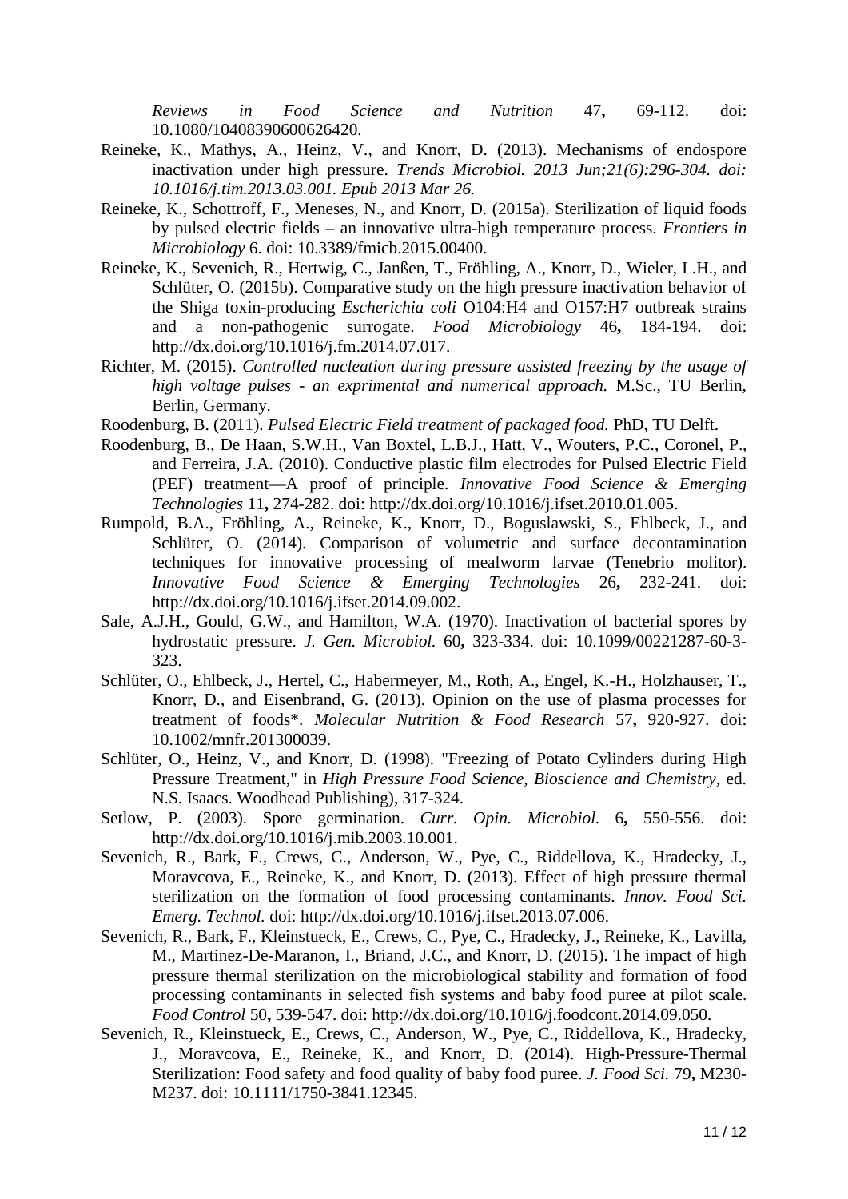*Reviews in Food Science and Nutrition* 47**,** 69-112. doi: 10.1080/10408390600626420.

Reineke, K., Mathys, A., Heinz, V., and Knorr, D. (2013). Mechanisms of endospore inactivation under high pressure. *Trends Microbiol. 2013 Jun;21(6):296-304. doi: 10.1016/j.tim.2013.03.001. Epub 2013 Mar 26.*

Reineke, K., Schottroff, F., Meneses, N., and Knorr, D. (2015a). Sterilization of liquid foods by pulsed electric fields – an innovative ultra-high temperature process. *Frontiers in Microbiology* 6. doi: 10.3389/fmicb.2015.00400.

Reineke, K., Sevenich, R., Hertwig, C., Janßen, T., Fröhling, A., Knorr, D., Wieler, L.H., and Schlüter, O. (2015b). Comparative study on the high pressure inactivation behavior of the Shiga toxin-producing *Escherichia coli* O104:H4 and O157:H7 outbreak strains and a non-pathogenic surrogate. *Food Microbiology* 46**,** 184-194. doi: http://dx.doi.org/10.1016/j.fm.2014.07.017.

Richter, M. (2015). *Controlled nucleation during pressure assisted freezing by the usage of high voltage pulses - an exprimental and numerical approach.* M.Sc., TU Berlin, Berlin, Germany.

Roodenburg, B. (2011). *Pulsed Electric Field treatment of packaged food.* PhD, TU Delft.

Roodenburg, B., De Haan, S.W.H., Van Boxtel, L.B.J., Hatt, V., Wouters, P.C., Coronel, P., and Ferreira, J.A. (2010). Conductive plastic film electrodes for Pulsed Electric Field (PEF) treatment—A proof of principle. *Innovative Food Science & Emerging Technologies* 11**,** 274-282. doi: http://dx.doi.org/10.1016/j.ifset.2010.01.005.

Rumpold, B.A., Fröhling, A., Reineke, K., Knorr, D., Boguslawski, S., Ehlbeck, J., and Schlüter, O. (2014). Comparison of volumetric and surface decontamination techniques for innovative processing of mealworm larvae (Tenebrio molitor). *Innovative Food Science & Emerging Technologies* 26**,** 232-241. doi: http://dx.doi.org/10.1016/j.ifset.2014.09.002.

Sale, A.J.H., Gould, G.W., and Hamilton, W.A. (1970). Inactivation of bacterial spores by hydrostatic pressure. *J. Gen. Microbiol.* 60**,** 323-334. doi: 10.1099/00221287-60-3-323.

Schlüter, O., Ehlbeck, J., Hertel, C., Habermeyer, M., Roth, A., Engel, K.-H., Holzhauser, T., Knorr, D., and Eisenbrand, G. (2013). Opinion on the use of plasma processes for treatment of foods*. *Molecular Nutrition & Food Research* 57**,** 920-927. doi: 10.1002/mnfr.201300039.

Schlüter, O., Heinz, V., and Knorr, D. (1998). "Freezing of Potato Cylinders during High Pressure Treatment," in *High Pressure Food Science, Bioscience and Chemistry*, ed. N.S. Isaacs. Woodhead Publishing), 317-324.

Setlow, P. (2003). Spore germination. *Curr. Opin. Microbiol.* 6**,** 550-556. doi: http://dx.doi.org/10.1016/j.mib.2003.10.001.

Sevenich, R., Bark, F., Crews, C., Anderson, W., Pye, C., Riddellova, K., Hradecky, J., Moravcova, E., Reineke, K., and Knorr, D. (2013). Effect of high pressure thermal sterilization on the formation of food processing contaminants. *Innov. Food Sci. Emerg. Technol.* doi: http://dx.doi.org/10.1016/j.ifset.2013.07.006.

Sevenich, R., Bark, F., Kleinstueck, E., Crews, C., Pye, C., Hradecky, J., Reineke, K., Lavilla, M., Martinez-De-Maranon, I., Briand, J.C., and Knorr, D. (2015). The impact of high pressure thermal sterilization on the microbiological stability and formation of food processing contaminants in selected fish systems and baby food puree at pilot scale. *Food Control* 50**,** 539-547. doi: http://dx.doi.org/10.1016/j.foodcont.2014.09.050.

Sevenich, R., Kleinstueck, E., Crews, C., Anderson, W., Pye, C., Riddellova, K., Hradecky, J., Moravcova, E., Reineke, K., and Knorr, D. (2014). High-Pressure-Thermal Sterilization: Food safety and food quality of baby food puree. *J. Food Sci.* 79**,** M230-M237. doi: 10.1111/1750-3841.12345.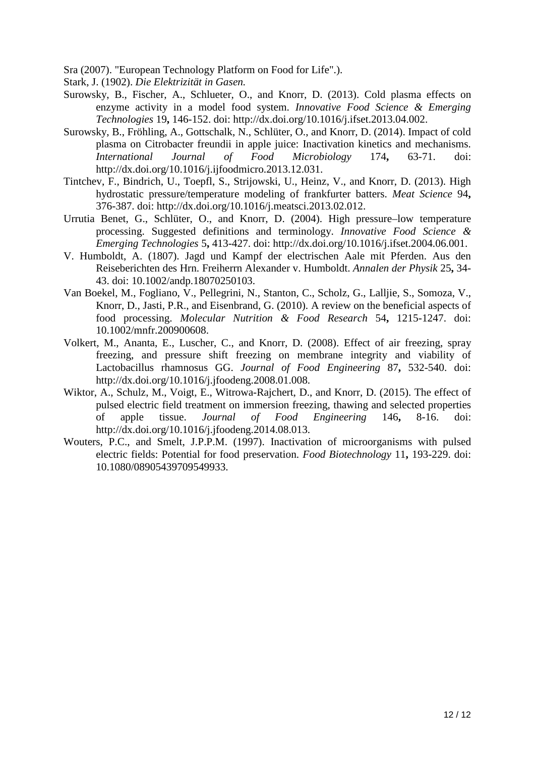Sra (2007). "European Technology Platform on Food for Life".).

Stark, J. (1902). *Die Elektrizität in Gasen.*

Surowsky, B., Fischer, A., Schlueter, O., and Knorr, D. (2013). Cold plasma effects on enzyme activity in a model food system. *Innovative Food Science & Emerging Technologies* 19**,** 146-152. doi: http://dx.doi.org/10.1016/j.ifset.2013.04.002.

Surowsky, B., Fröhling, A., Gottschalk, N., Schlüter, O., and Knorr, D. (2014). Impact of cold plasma on Citrobacter freundii in apple juice: Inactivation kinetics and mechanisms. *International Journal of Food Microbiology* 174**,** 63-71. doi: http://dx.doi.org/10.1016/j.ijfoodmicro.2013.12.031.

Tintchev, F., Bindrich, U., Toepfl, S., Strijowski, U., Heinz, V., and Knorr, D. (2013). High hydrostatic pressure/temperature modeling of frankfurter batters. *Meat Science* 94**,** 376-387. doi: http://dx.doi.org/10.1016/j.meatsci.2013.02.012.

Urrutia Benet, G., Schlüter, O., and Knorr, D. (2004). High pressure–low temperature processing. Suggested definitions and terminology. *Innovative Food Science & Emerging Technologies* 5**,** 413-427. doi: http://dx.doi.org/10.1016/j.ifset.2004.06.001.

V. Humboldt, A. (1807). Jagd und Kampf der electrischen Aale mit Pferden. Aus den Reiseberichten des Hrn. Freiherrn Alexander v. Humboldt. *Annalen der Physik* 25**,** 34-43. doi: 10.1002/andp.18070250103.

Van Boekel, M., Fogliano, V., Pellegrini, N., Stanton, C., Scholz, G., Lalljie, S., Somoza, V., Knorr, D., Jasti, P.R., and Eisenbrand, G. (2010). A review on the beneficial aspects of food processing. *Molecular Nutrition & Food Research* 54**,** 1215-1247. doi: 10.1002/mnfr.200900608.

Volkert, M., Ananta, E., Luscher, C., and Knorr, D. (2008). Effect of air freezing, spray freezing, and pressure shift freezing on membrane integrity and viability of Lactobacillus rhamnosus GG. *Journal of Food Engineering* 87**,** 532-540. doi: http://dx.doi.org/10.1016/j.jfoodeng.2008.01.008.

Wiktor, A., Schulz, M., Voigt, E., Witrowa-Rajchert, D., and Knorr, D. (2015). The effect of pulsed electric field treatment on immersion freezing, thawing and selected properties of apple tissue. *Journal of Food Engineering* 146**,** 8-16. doi: http://dx.doi.org/10.1016/j.jfoodeng.2014.08.013.

Wouters, P.C., and Smelt, J.P.P.M. (1997). Inactivation of microorganisms with pulsed electric fields: Potential for food preservation. *Food Biotechnology* 11**,** 193-229. doi: 10.1080/08905439709549933.